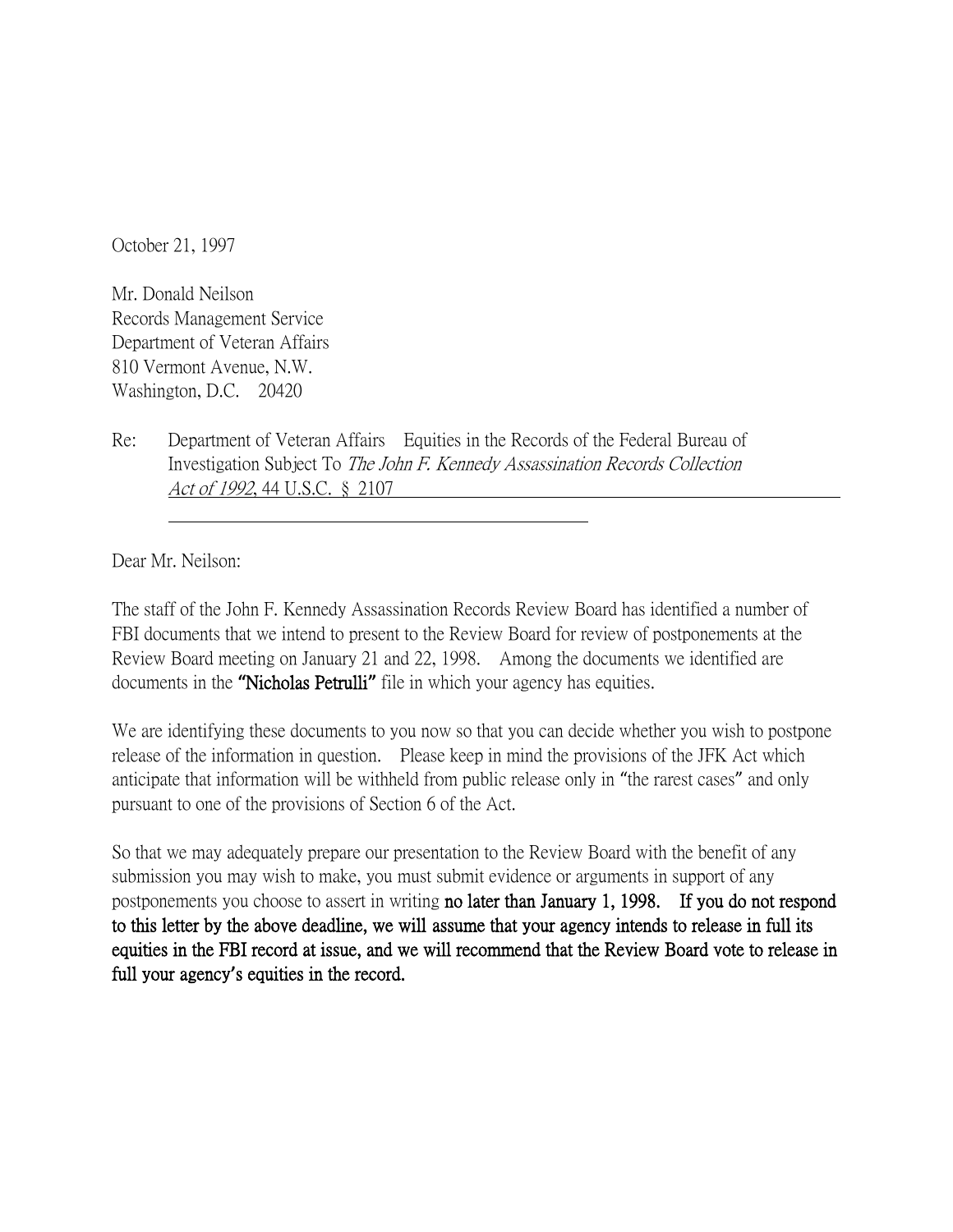October 21, 1997

Mr. Donald Neilson
Records Management Service
Department of Veteran Affairs
810 Vermont Avenue, N.W.
Washington, D.C. 20420

Re: Department of Veteran Affairs Equities in the Records of the Federal Bureau of Investigation Subject To *The John F. Kennedy Assassination Records Collection Act of 1992*, 44 U.S.C. § 2107

Dear Mr. Neilson:

The staff of the John F. Kennedy Assassination Records Review Board has identified a number of FBI documents that we intend to present to the Review Board for review of postponements at the Review Board meeting on January 21 and 22, 1998. Among the documents we identified are documents in the **"Nicholas Petrulli"** file in which your agency has equities.

We are identifying these documents to you now so that you can decide whether you wish to postpone release of the information in question. Please keep in mind the provisions of the JFK Act which anticipate that information will be withheld from public release only in "the rarest cases" and only pursuant to one of the provisions of Section 6 of the Act.

So that we may adequately prepare our presentation to the Review Board with the benefit of any submission you may wish to make, you must submit evidence or arguments in support of any postponements you choose to assert in writing **no later than January 1, 1998. If you do not respond to this letter by the above deadline, we will assume that your agency intends to release in full its equities in the FBI record at issue, and we will recommend that the Review Board vote to release in full your agency's equities in the record.**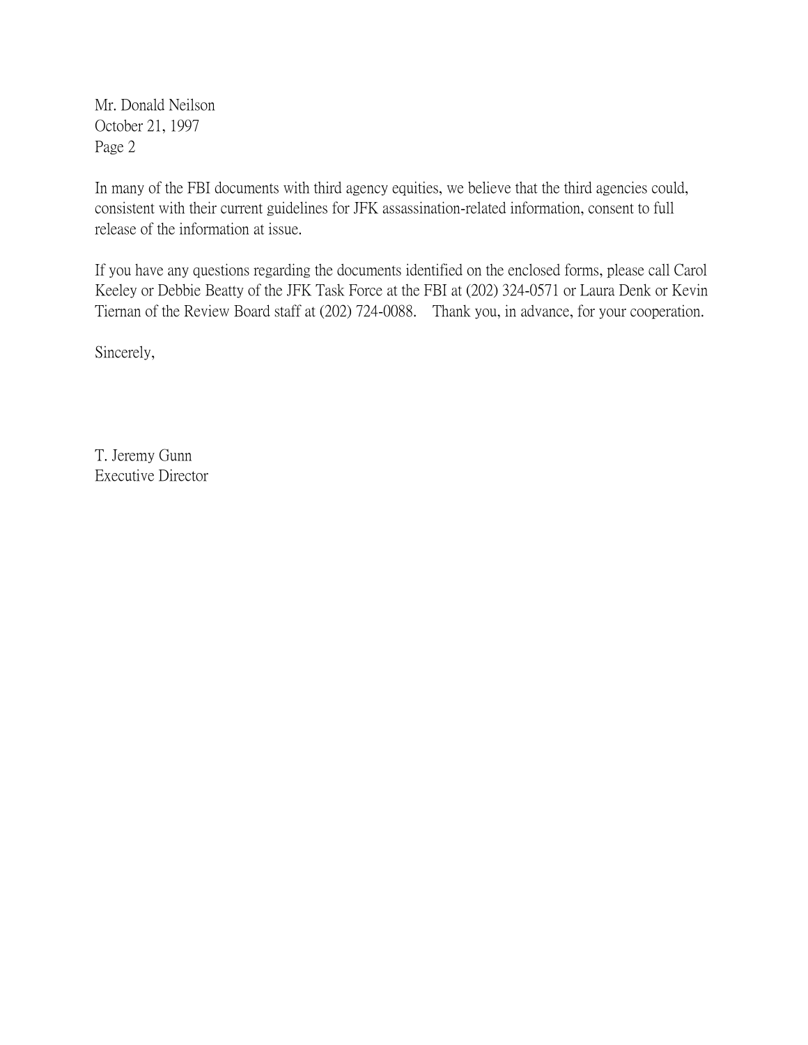In many of the FBI documents with third agency equities, we believe that the third agencies could, consistent with their current guidelines for JFK assassination-related information, consent to full release of the information at issue.

If you have any questions regarding the documents identified on the enclosed forms, please call Carol Keeley or Debbie Beatty of the JFK Task Force at the FBI at (202) 324-0571 or Laura Denk or Kevin Tiernan of the Review Board staff at (202) 724-0088. Thank you, in advance, for your cooperation.

Sincerely,

T. Jeremy Gunn
Executive Director